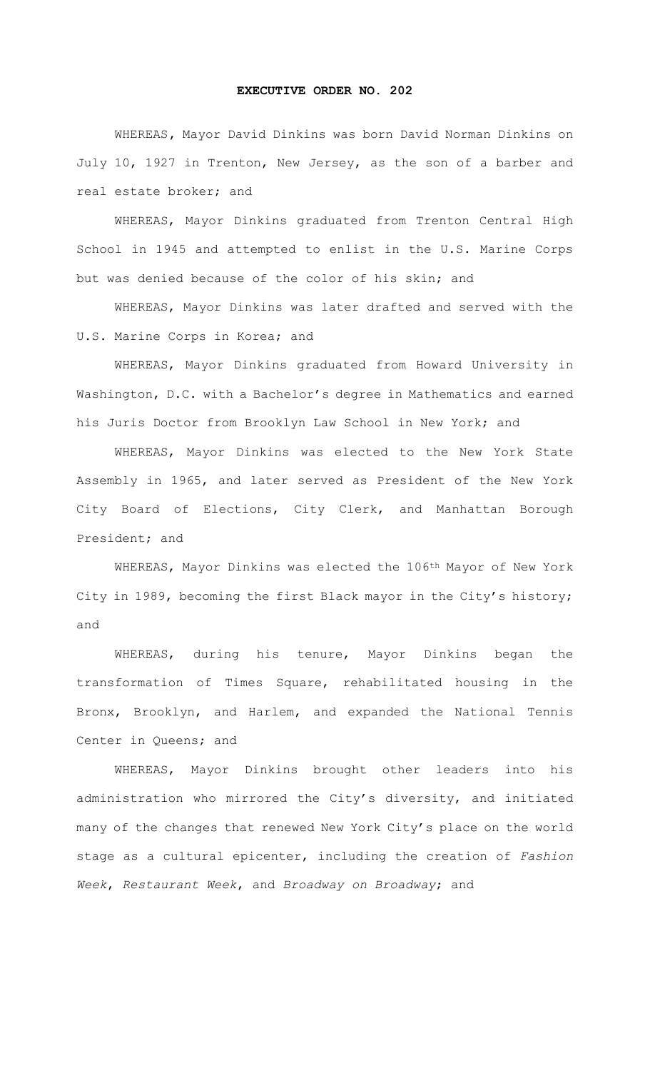# EXECUTIVE ORDER NO. 202

WHEREAS, Mayor David Dinkins was born David Norman Dinkins on July 10, 1927 in Trenton, New Jersey, as the son of a barber and real estate broker; and

WHEREAS, Mayor Dinkins graduated from Trenton Central High School in 1945 and attempted to enlist in the U.S. Marine Corps but was denied because of the color of his skin; and

WHEREAS, Mayor Dinkins was later drafted and served with the U.S. Marine Corps in Korea; and

WHEREAS, Mayor Dinkins graduated from Howard University in Washington, D.C. with a Bachelor's degree in Mathematics and earned his Juris Doctor from Brooklyn Law School in New York; and

WHEREAS, Mayor Dinkins was elected to the New York State Assembly in 1965, and later served as President of the New York City Board of Elections, City Clerk, and Manhattan Borough President; and

WHEREAS, Mayor Dinkins was elected the 106th Mayor of New York City in 1989, becoming the first Black mayor in the City's history; and

WHEREAS, during his tenure, Mayor Dinkins began the transformation of Times Square, rehabilitated housing in the Bronx, Brooklyn, and Harlem, and expanded the National Tennis Center in Queens; and

WHEREAS, Mayor Dinkins brought other leaders into his administration who mirrored the City's diversity, and initiated many of the changes that renewed New York City's place on the world stage as a cultural epicenter, including the creation of *Fashion Week*, *Restaurant Week*, and *Broadway on Broadway*; and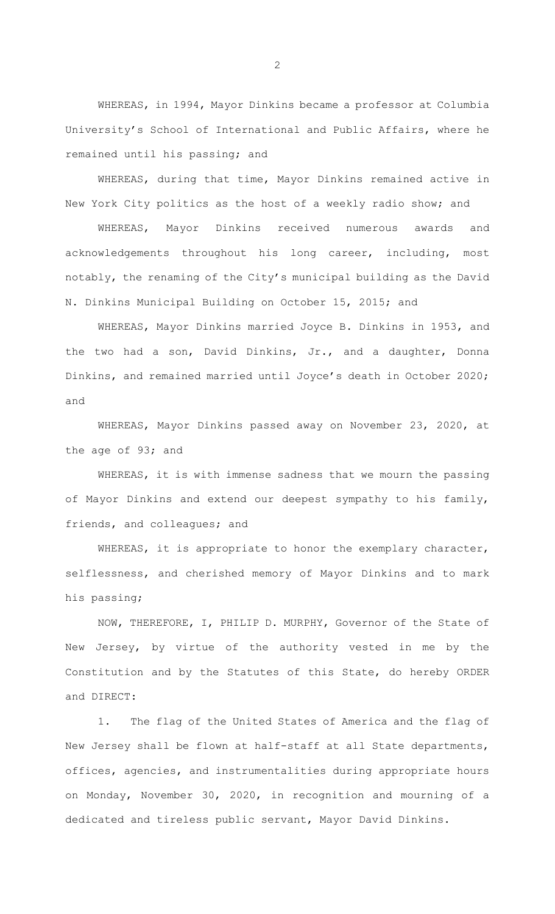WHEREAS, in 1994, Mayor Dinkins became a professor at Columbia University's School of International and Public Affairs, where he remained until his passing; and

WHEREAS, during that time, Mayor Dinkins remained active in New York City politics as the host of a weekly radio show; and

WHEREAS, Mayor Dinkins received numerous awards and acknowledgements throughout his long career, including, most notably, the renaming of the City's municipal building as the David N. Dinkins Municipal Building on October 15, 2015; and

WHEREAS, Mayor Dinkins married Joyce B. Dinkins in 1953, and the two had a son, David Dinkins, Jr., and a daughter, Donna Dinkins, and remained married until Joyce's death in October 2020; and

WHEREAS, Mayor Dinkins passed away on November 23, 2020, at the age of 93; and

WHEREAS, it is with immense sadness that we mourn the passing of Mayor Dinkins and extend our deepest sympathy to his family, friends, and colleagues; and

WHEREAS, it is appropriate to honor the exemplary character, selflessness, and cherished memory of Mayor Dinkins and to mark his passing;

NOW, THEREFORE, I, PHILIP D. MURPHY, Governor of the State of New Jersey, by virtue of the authority vested in me by the Constitution and by the Statutes of this State, do hereby ORDER and DIRECT:

1. The flag of the United States of America and the flag of New Jersey shall be flown at half-staff at all State departments, offices, agencies, and instrumentalities during appropriate hours on Monday, November 30, 2020, in recognition and mourning of a dedicated and tireless public servant, Mayor David Dinkins.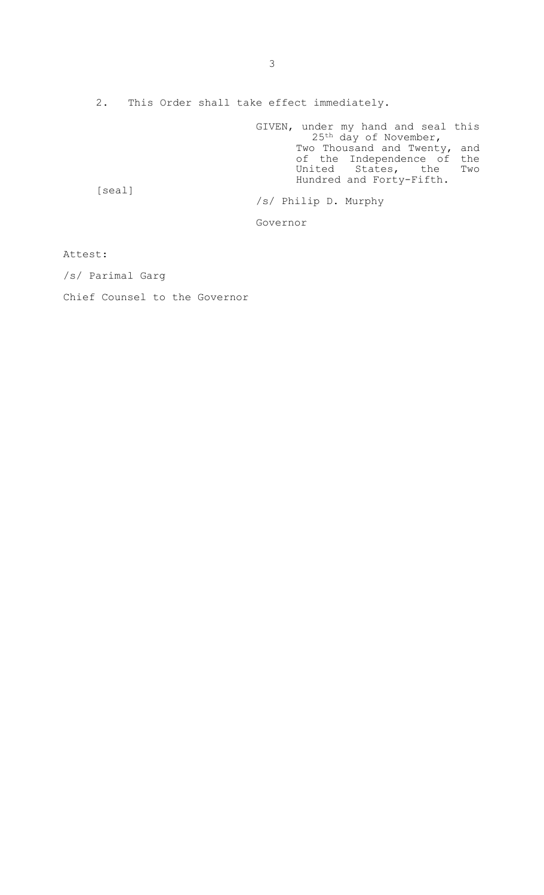2. This Order shall take effect immediately.

GIVEN, under my hand and seal this 25th day of November, Two Thousand and Twenty, and of the Independence of the United States, the Two Hundred and Forty-Fifth.

[seal]

/s/ Philip D. Murphy

Governor

Attest:

/s/ Parimal Garg

Chief Counsel to the Governor